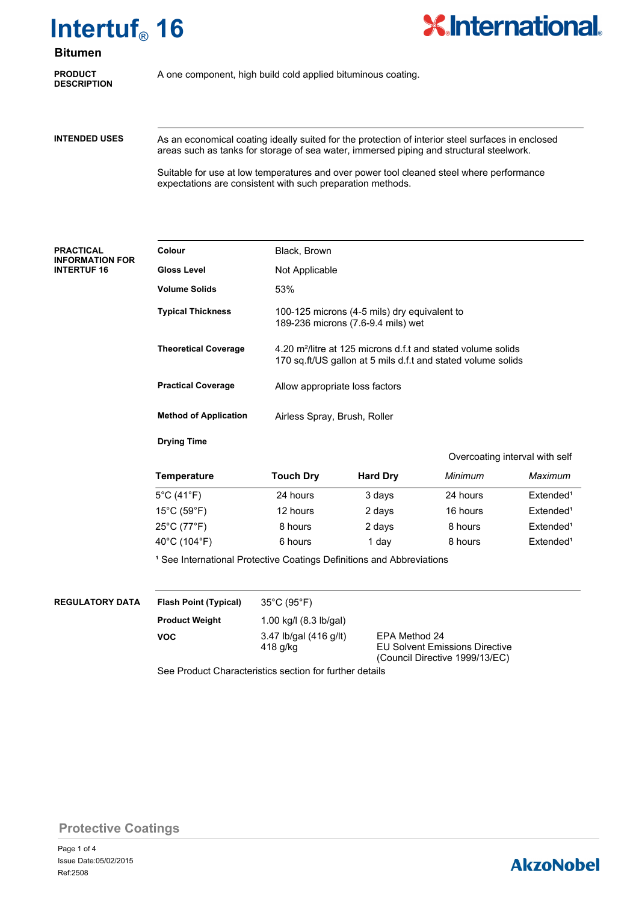# Intertuf® 16

## Bitumen

**PRODUCT DESCRIPTION**

A one component, high build cold applied bituminous coating.

**INTENDED USES**

As an economical coating ideally suited for the protection of interior steel surfaces in enclosed areas such as tanks for storage of sea water, immersed piping and structural steelwork.

Suitable for use at low temperatures and over power tool cleaned steel where performance expectations are consistent with such preparation methods.

**PRACTICAL INFORMATION FOR INTERTUF 16**

| | |
|---|---|
| **Colour** | Black, Brown |
| **Gloss Level** | Not Applicable |
| **Volume Solids** | 53% |
| **Typical Thickness** | 100-125 microns (4-5 mils) dry equivalent to 189-236 microns (7.6-9.4 mils) wet |
| **Theoretical Coverage** | 4.20 m²/litre at 125 microns d.f.t and stated volume solids<br>170 sq.ft/US gallon at 5 mils d.f.t and stated volume solids |
| **Practical Coverage** | Allow appropriate loss factors |
| **Method of Application** | Airless Spray, Brush, Roller |

**Drying Time**

| Temperature | Touch Dry | Hard Dry | Overcoating interval with self | |
|---|---|---|---|---|
| | | | *Minimum* | *Maximum* |
| 5°C (41°F) | 24 hours | 3 days | 24 hours | Extended[1] |
| 15°C (59°F) | 12 hours | 2 days | 16 hours | Extended[1] |
| 25°C (77°F) | 8 hours | 2 days | 8 hours | Extended[1] |
| 40°C (104°F) | 6 hours | 1 day | 8 hours | Extended[1] |

[1] See International Protective Coatings Definitions and Abbreviations

**REGULATORY DATA**

| | | |
|---|---|---|
| **Flash Point (Typical)** | 35°C (95°F) | |
| **Product Weight** | 1.00 kg/l (8.3 lb/gal) | |
| **VOC** | 3.47 lb/gal (416 g/lt) | EPA Method 24 |
| | 418 g/kg | EU Solvent Emissions Directive (Council Directive 1999/13/EC) |

See Product Characteristics section for further details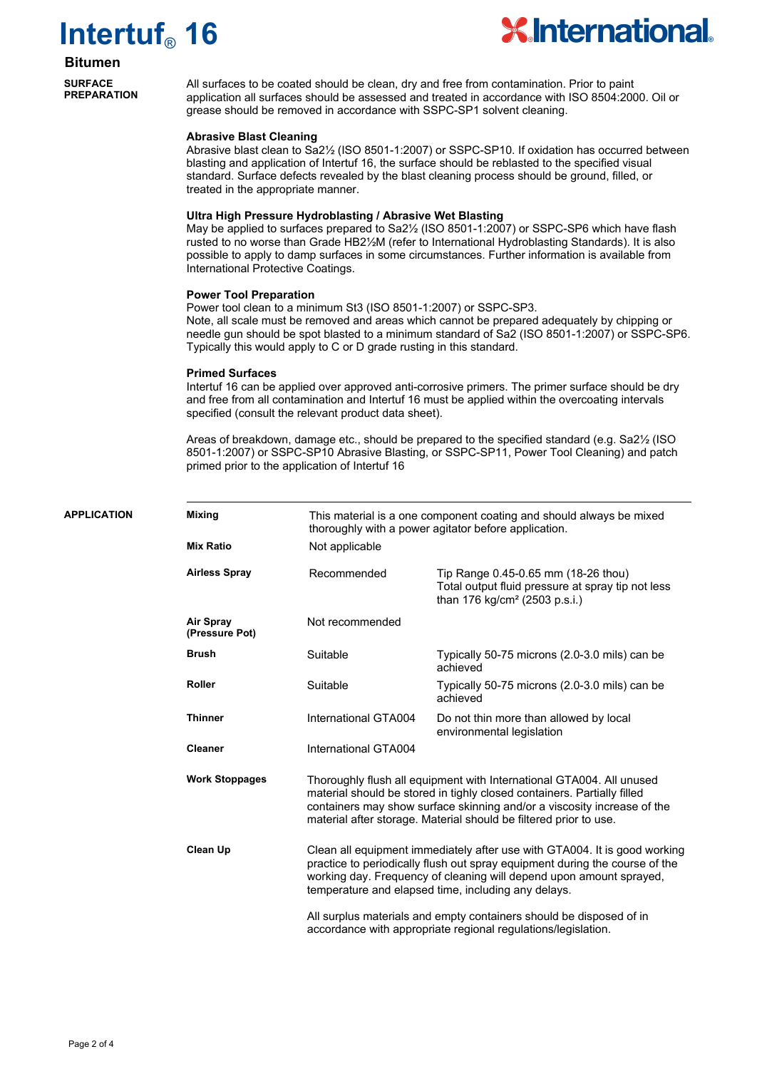# Intertuf® 16

## Bitumen

### SURFACE PREPARATION

All surfaces to be coated should be clean, dry and free from contamination. Prior to paint application all surfaces should be assessed and treated in accordance with ISO 8504:2000. Oil or grease should be removed in accordance with SSPC-SP1 solvent cleaning.

**Abrasive Blast Cleaning**

Abrasive blast clean to Sa2½ (ISO 8501-1:2007) or SSPC-SP10. If oxidation has occurred between blasting and application of Intertuf 16, the surface should be reblasted to the specified visual standard. Surface defects revealed by the blast cleaning process should be ground, filled, or treated in the appropriate manner.

**Ultra High Pressure Hydroblasting / Abrasive Wet Blasting**

May be applied to surfaces prepared to Sa2½ (ISO 8501-1:2007) or SSPC-SP6 which have flash rusted to no worse than Grade HB2½M (refer to International Hydroblasting Standards). It is also possible to apply to damp surfaces in some circumstances. Further information is available from International Protective Coatings.

**Power Tool Preparation**

Power tool clean to a minimum St3 (ISO 8501-1:2007) or SSPC-SP3.
Note, all scale must be removed and areas which cannot be prepared adequately by chipping or needle gun should be spot blasted to a minimum standard of Sa2 (ISO 8501-1:2007) or SSPC-SP6. Typically this would apply to C or D grade rusting in this standard.

**Primed Surfaces**

Intertuf 16 can be applied over approved anti-corrosive primers. The primer surface should be dry and free from all contamination and Intertuf 16 must be applied within the overcoating intervals specified (consult the relevant product data sheet).

Areas of breakdown, damage etc., should be prepared to the specified standard (e.g. Sa2½ (ISO 8501-1:2007) or SSPC-SP10 Abrasive Blasting, or SSPC-SP11, Power Tool Cleaning) and patch primed prior to the application of Intertuf 16

### APPLICATION

| | | |
|---|---|---|
| **Mixing** | This material is a one component coating and should always be mixed thoroughly with a power agitator before application. | |
| **Mix Ratio** | Not applicable | |
| **Airless Spray** | Recommended | Tip Range 0.45-0.65 mm (18-26 thou) Total output fluid pressure at spray tip not less than 176 kg/cm² (2503 p.s.i.) |
| **Air Spray (Pressure Pot)** | Not recommended | |
| **Brush** | Suitable | Typically 50-75 microns (2.0-3.0 mils) can be achieved |
| **Roller** | Suitable | Typically 50-75 microns (2.0-3.0 mils) can be achieved |
| **Thinner** | International GTA004 | Do not thin more than allowed by local environmental legislation |
| **Cleaner** | International GTA004 | |
| **Work Stoppages** | Thoroughly flush all equipment with International GTA004. All unused material should be stored in tighly closed containers. Partially filled containers may show surface skinning and/or a viscosity increase of the material after storage. Material should be filtered prior to use. | |
| **Clean Up** | Clean all equipment immediately after use with GTA004. It is good working practice to periodically flush out spray equipment during the course of the working day. Frequency of cleaning will depend upon amount sprayed, temperature and elapsed time, including any delays. | |

All surplus materials and empty containers should be disposed of in accordance with appropriate regional regulations/legislation.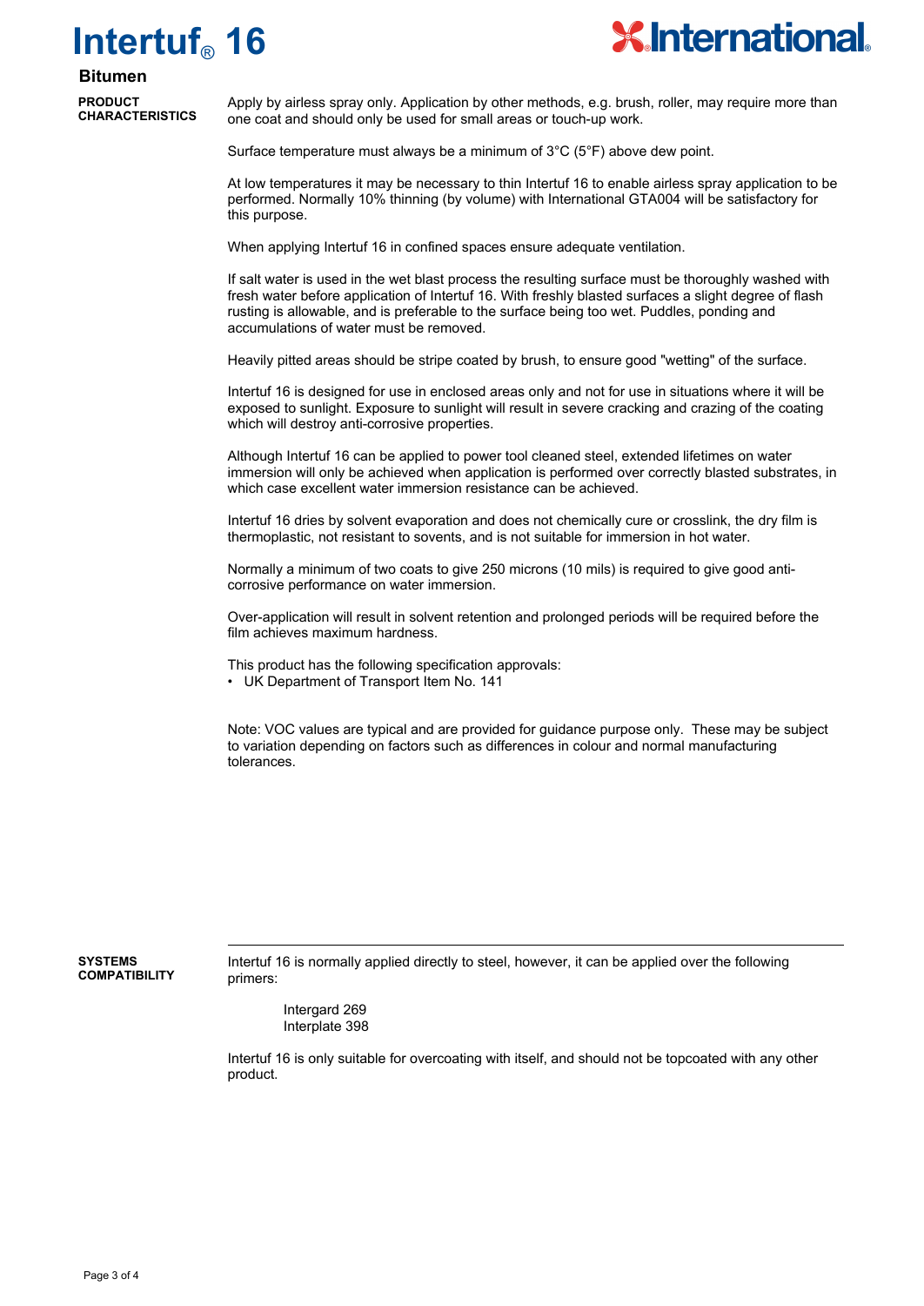# Intertuf® 16

**Bitumen**

## PRODUCT CHARACTERISTICS

Apply by airless spray only. Application by other methods, e.g. brush, roller, may require more than one coat and should only be used for small areas or touch-up work.

Surface temperature must always be a minimum of 3°C (5°F) above dew point.

At low temperatures it may be necessary to thin Intertuf 16 to enable airless spray application to be performed. Normally 10% thinning (by volume) with International GTA004 will be satisfactory for this purpose.

When applying Intertuf 16 in confined spaces ensure adequate ventilation.

If salt water is used in the wet blast process the resulting surface must be thoroughly washed with fresh water before application of Intertuf 16. With freshly blasted surfaces a slight degree of flash rusting is allowable, and is preferable to the surface being too wet. Puddles, ponding and accumulations of water must be removed.

Heavily pitted areas should be stripe coated by brush, to ensure good "wetting" of the surface.

Intertuf 16 is designed for use in enclosed areas only and not for use in situations where it will be exposed to sunlight. Exposure to sunlight will result in severe cracking and crazing of the coating which will destroy anti-corrosive properties.

Although Intertuf 16 can be applied to power tool cleaned steel, extended lifetimes on water immersion will only be achieved when application is performed over correctly blasted substrates, in which case excellent water immersion resistance can be achieved.

Intertuf 16 dries by solvent evaporation and does not chemically cure or crosslink, the dry film is thermoplastic, not resistant to sovents, and is not suitable for immersion in hot water.

Normally a minimum of two coats to give 250 microns (10 mils) is required to give good anti-corrosive performance on water immersion.

Over-application will result in solvent retention and prolonged periods will be required before the film achieves maximum hardness.

This product has the following specification approvals:

- UK Department of Transport Item No. 141

Note: VOC values are typical and are provided for guidance purpose only. These may be subject to variation depending on factors such as differences in colour and normal manufacturing tolerances.

## SYSTEMS COMPATIBILITY

Intertuf 16 is normally applied directly to steel, however, it can be applied over the following primers:

Intergard 269
Interplate 398

Intertuf 16 is only suitable for overcoating with itself, and should not be topcoated with any other product.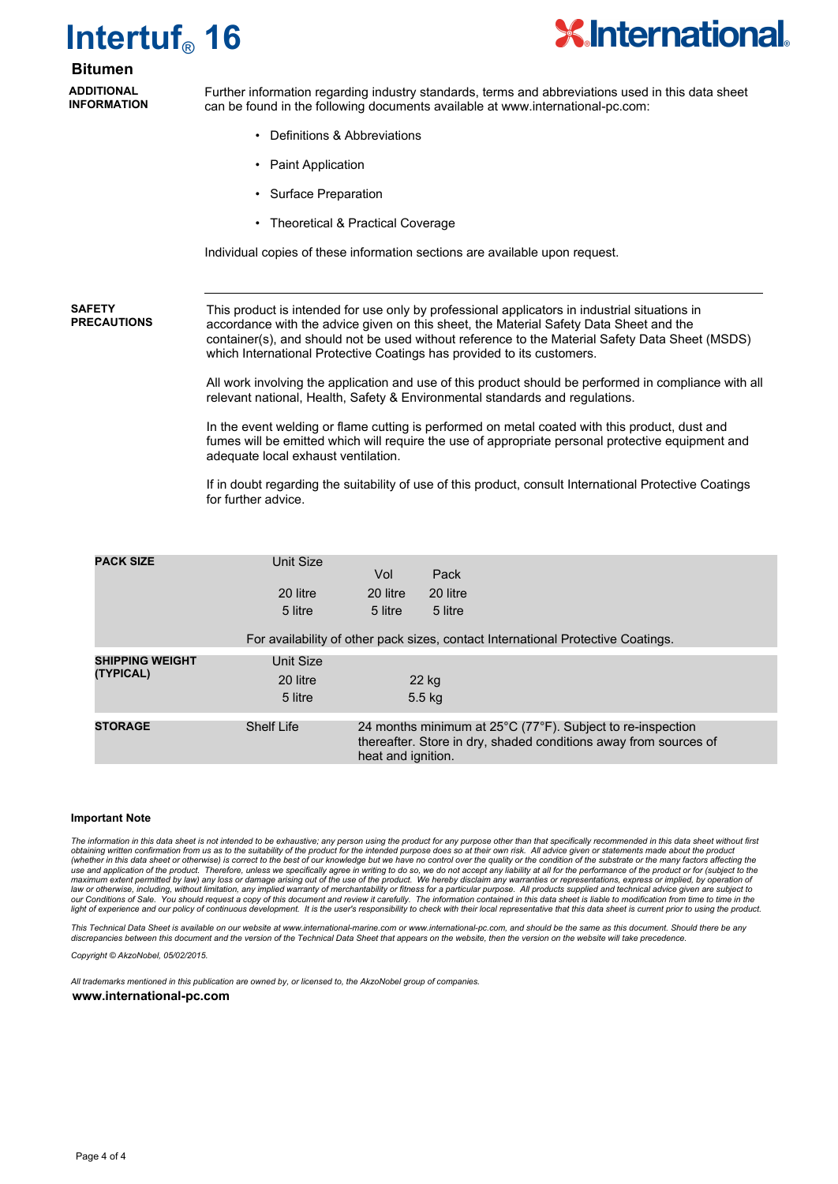# Intertuf® 16

## Bitumen

| | |
|---|---|
| **ADDITIONAL INFORMATION** | Further information regarding industry standards, terms and abbreviations used in this data sheet can be found in the following documents available at www.international-pc.com: |

- Definitions & Abbreviations
- Paint Application
- Surface Preparation
- Theoretical & Practical Coverage

Individual copies of these information sections are available upon request.

**SAFETY PRECAUTIONS**

This product is intended for use only by professional applicators in industrial situations in accordance with the advice given on this sheet, the Material Safety Data Sheet and the container(s), and should not be used without reference to the Material Safety Data Sheet (MSDS) which International Protective Coatings has provided to its customers.

All work involving the application and use of this product should be performed in compliance with all relevant national, Health, Safety & Environmental standards and regulations.

In the event welding or flame cutting is performed on metal coated with this product, dust and fumes will be emitted which will require the use of appropriate personal protective equipment and adequate local exhaust ventilation.

If in doubt regarding the suitability of use of this product, consult International Protective Coatings for further advice.

**PACK SIZE**

| Unit Size | Vol | Pack |
|---|---|---|
| 20 litre | 20 litre | 20 litre |
| 5 litre | 5 litre | 5 litre |

For availability of other pack sizes, contact International Protective Coatings.

**SHIPPING WEIGHT (TYPICAL)**

| Unit Size | |
|---|---|
| 20 litre | 22 kg |
| 5 litre | 5.5 kg |

**STORAGE**

| | |
|---|---|
| Shelf Life | 24 months minimum at 25°C (77°F). Subject to re-inspection thereafter. Store in dry, shaded conditions away from sources of heat and ignition. |

**Important Note**

*The information in this data sheet is not intended to be exhaustive; any person using the product for any purpose other than that specifically recommended in this data sheet without first obtaining written confirmation from us as to the suitability of the product for the intended purpose does so at their own risk. All advice given or statements made about the product (whether in this data sheet or otherwise) is correct to the best of our knowledge but we have no control over the quality or the condition of the substrate or the many factors affecting the use and application of the product. Therefore, unless we specifically agree in writing to do so, we do not accept any liability at all for the performance of the product or for (subject to the maximum extent permitted by law) any loss or damage arising out of the use of the product. We hereby disclaim any warranties or representations, express or implied, by operation of law or otherwise, including, without limitation, any implied warranty of merchantability or fitness for a particular purpose. All products supplied and technical advice given are subject to our Conditions of Sale. You should request a copy of this document and review it carefully. The information contained in this data sheet is liable to modification from time to time in the light of experience and our policy of continuous development. It is the user's responsibility to check with their local representative that this data sheet is current prior to using the product.*

*This Technical Data Sheet is available on our website at www.international-marine.com or www.international-pc.com, and should be the same as this document. Should there be any discrepancies between this document and the version of the Technical Data Sheet that appears on the website, then the version on the website will take precedence.*

*Copyright © AkzoNobel, 05/02/2015.*

*All trademarks mentioned in this publication are owned by, or licensed to, the AkzoNobel group of companies.*

**www.international-pc.com**